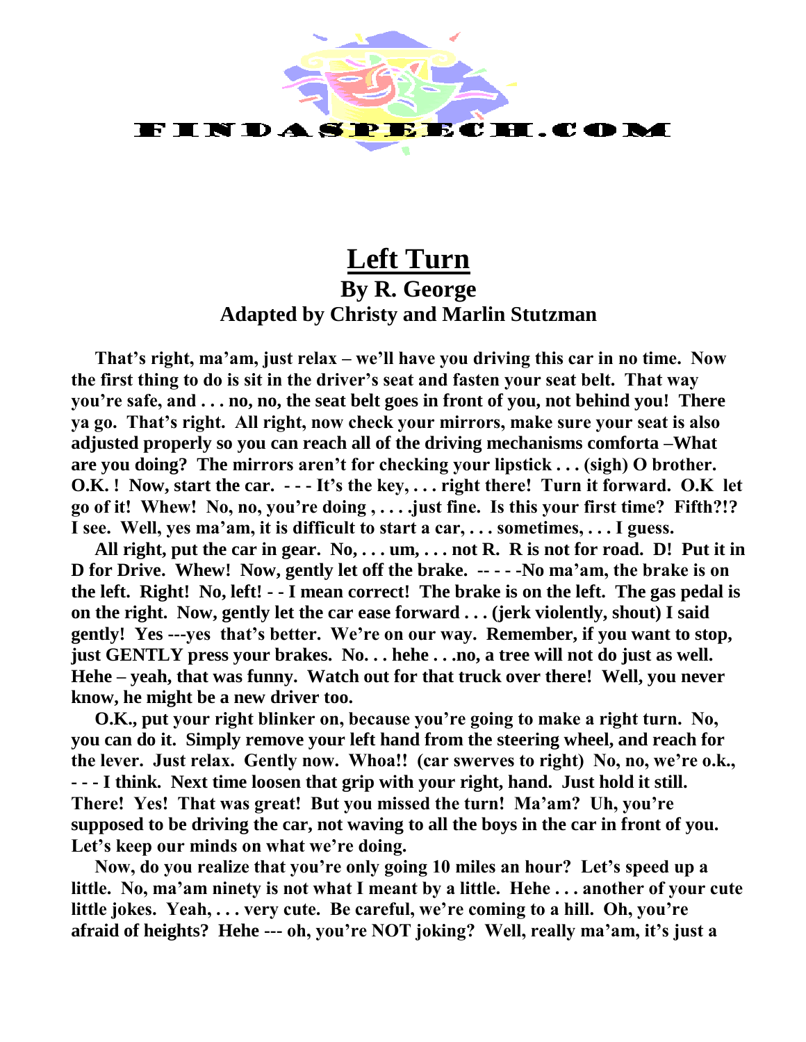FINDASPEECH.COM

# Left Turn

## By R. George

### Adapted by Christy and Marlin Stutzman

**That's right, ma'am, just relax – we'll have you driving this car in no time. Now the first thing to do is sit in the driver's seat and fasten your seat belt. That way you're safe, and . . . no, no, the seat belt goes in front of you, not behind you! There ya go. That's right. All right, now check your mirrors, make sure your seat is also adjusted properly so you can reach all of the driving mechanisms comforta –What are you doing? The mirrors aren't for checking your lipstick . . . (sigh) O brother. O.K. ! Now, start the car. - - - It's the key, . . . right there! Turn it forward. O.K let go of it! Whew! No, no, you're doing , . . . .just fine. Is this your first time? Fifth?!? I see. Well, yes ma'am, it is difficult to start a car, . . . sometimes, . . . I guess.**

**All right, put the car in gear. No, . . . um, . . . not R. R is not for road. D! Put it in D for Drive. Whew! Now, gently let off the brake. -- - - -No ma'am, the brake is on the left. Right! No, left! - - I mean correct! The brake is on the left. The gas pedal is on the right. Now, gently let the car ease forward . . . (jerk violently, shout) I said gently! Yes ---yes that's better. We're on our way. Remember, if you want to stop, just GENTLY press your brakes. No. . . hehe . . .no, a tree will not do just as well. Hehe – yeah, that was funny. Watch out for that truck over there! Well, you never know, he might be a new driver too.**

**O.K., put your right blinker on, because you're going to make a right turn. No, you can do it. Simply remove your left hand from the steering wheel, and reach for the lever. Just relax. Gently now. Whoa!! (car swerves to right) No, no, we're o.k., - - - I think. Next time loosen that grip with your right, hand. Just hold it still. There! Yes! That was great! But you missed the turn! Ma'am? Uh, you're supposed to be driving the car, not waving to all the boys in the car in front of you. Let's keep our minds on what we're doing.**

**Now, do you realize that you're only going 10 miles an hour? Let's speed up a little. No, ma'am ninety is not what I meant by a little. Hehe . . . another of your cute little jokes. Yeah, . . . very cute. Be careful, we're coming to a hill. Oh, you're afraid of heights? Hehe --- oh, you're NOT joking? Well, really ma'am, it's just a**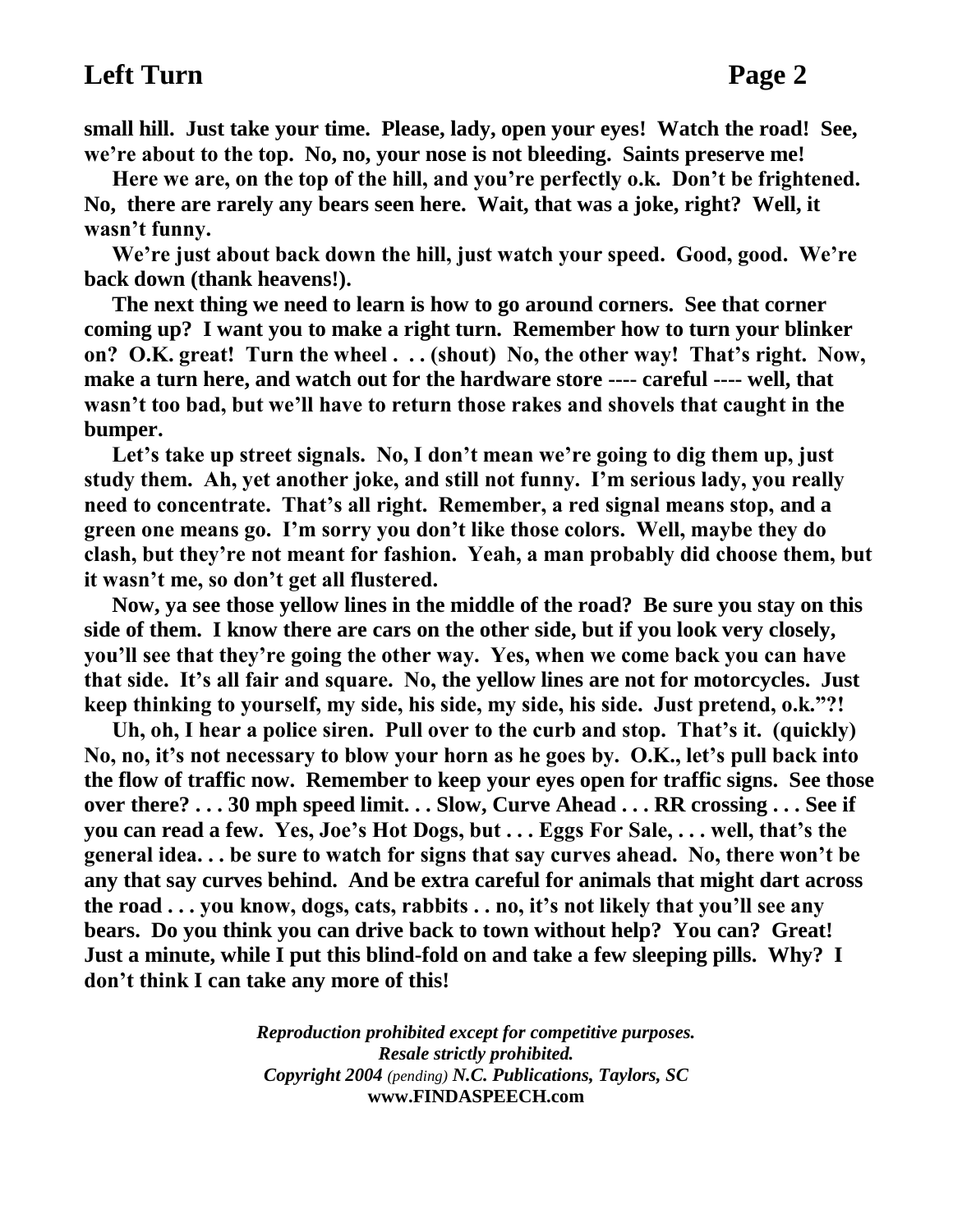**small hill. Just take your time. Please, lady, open your eyes! Watch the road! See, we're about to the top. No, no, your nose is not bleeding. Saints preserve me!**

**Here we are, on the top of the hill, and you're perfectly o.k. Don't be frightened. No, there are rarely any bears seen here. Wait, that was a joke, right? Well, it wasn't funny.**

**We're just about back down the hill, just watch your speed. Good, good. We're back down (thank heavens!).**

**The next thing we need to learn is how to go around corners. See that corner coming up? I want you to make a right turn. Remember how to turn your blinker on? O.K. great! Turn the wheel . . . (shout) No, the other way! That's right. Now, make a turn here, and watch out for the hardware store ---- careful ---- well, that wasn't too bad, but we'll have to return those rakes and shovels that caught in the bumper.**

**Let's take up street signals. No, I don't mean we're going to dig them up, just study them. Ah, yet another joke, and still not funny. I'm serious lady, you really need to concentrate. That's all right. Remember, a red signal means stop, and a green one means go. I'm sorry you don't like those colors. Well, maybe they do clash, but they're not meant for fashion. Yeah, a man probably did choose them, but it wasn't me, so don't get all flustered.**

**Now, ya see those yellow lines in the middle of the road? Be sure you stay on this side of them. I know there are cars on the other side, but if you look very closely, you'll see that they're going the other way. Yes, when we come back you can have that side. It's all fair and square. No, the yellow lines are not for motorcycles. Just keep thinking to yourself, my side, his side, my side, his side. Just pretend, o.k."?!**

**Uh, oh, I hear a police siren. Pull over to the curb and stop. That's it. (quickly) No, no, it's not necessary to blow your horn as he goes by. O.K., let's pull back into the flow of traffic now. Remember to keep your eyes open for traffic signs. See those over there? . . . 30 mph speed limit. . . Slow, Curve Ahead . . . RR crossing . . . See if you can read a few. Yes, Joe's Hot Dogs, but . . . Eggs For Sale, . . . well, that's the general idea. . . be sure to watch for signs that say curves ahead. No, there won't be any that say curves behind. And be extra careful for animals that might dart across the road . . . you know, dogs, cats, rabbits . . no, it's not likely that you'll see any bears. Do you think you can drive back to town without help? You can? Great! Just a minute, while I put this blind-fold on and take a few sleeping pills. Why? I don't think I can take any more of this!**

***Reproduction prohibited except for competitive purposes.***
***Resale strictly prohibited.***
***Copyright 2004** (pending) **N.C. Publications, Taylors, SC***
**www.FINDASPEECH.com**